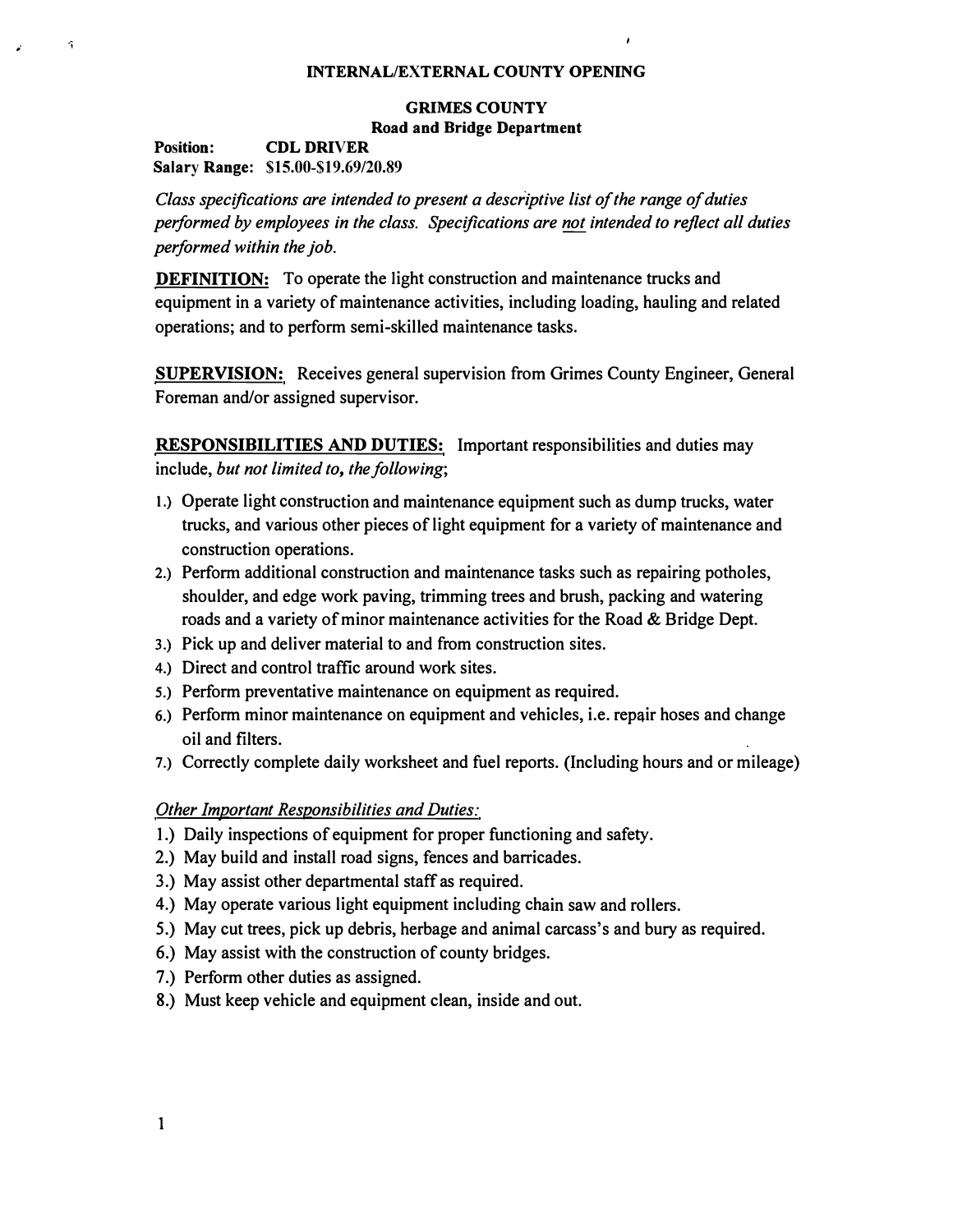**INTERNAL/EXTERNAL COUNTY OPENING**

**GRIMES COUNTY**
**Road and Bridge Department**

**Position:** **CDL DRIVER**
**Salary Range:** **$15.00-$19.69/20.89**

*Class specifications are intended to present a descriptive list of the range of duties performed by employees in the class. Specifications are not intended to reflect all duties performed within the job.*

**DEFINITION:** To operate the light construction and maintenance trucks and equipment in a variety of maintenance activities, including loading, hauling and related operations; and to perform semi-skilled maintenance tasks.

**SUPERVISION:** Receives general supervision from Grimes County Engineer, General Foreman and/or assigned supervisor.

**RESPONSIBILITIES AND DUTIES:** Important responsibilities and duties may include, *but not limited to, the following*;

1.) Operate light construction and maintenance equipment such as dump trucks, water trucks, and various other pieces of light equipment for a variety of maintenance and construction operations.
2.) Perform additional construction and maintenance tasks such as repairing potholes, shoulder, and edge work paving, trimming trees and brush, packing and watering roads and a variety of minor maintenance activities for the Road & Bridge Dept.
3.) Pick up and deliver material to and from construction sites.
4.) Direct and control traffic around work sites.
5.) Perform preventative maintenance on equipment as required.
6.) Perform minor maintenance on equipment and vehicles, i.e. repair hoses and change oil and filters.
7.) Correctly complete daily worksheet and fuel reports. (Including hours and or mileage)

*Other Important Responsibilities and Duties:*

1.) Daily inspections of equipment for proper functioning and safety.
2.) May build and install road signs, fences and barricades.
3.) May assist other departmental staff as required.
4.) May operate various light equipment including chain saw and rollers.
5.) May cut trees, pick up debris, herbage and animal carcass's and bury as required.
6.) May assist with the construction of county bridges.
7.) Perform other duties as assigned.
8.) Must keep vehicle and equipment clean, inside and out.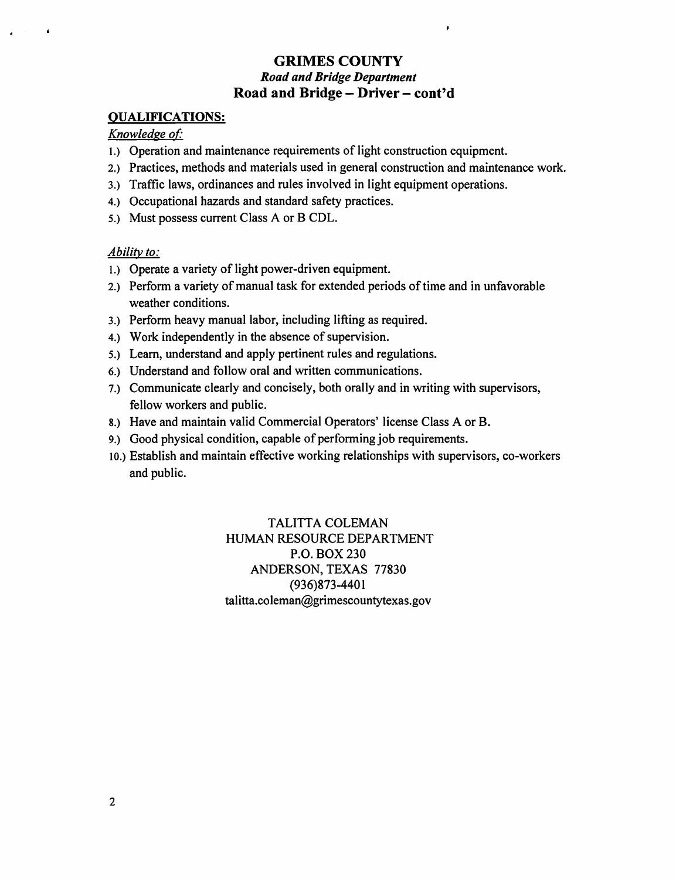# GRIMES COUNTY

***Road and Bridge Department***

## Road and Bridge – Driver – cont'd

### QUALIFICATIONS:

*Knowledge of:*

1.) Operation and maintenance requirements of light construction equipment.
2.) Practices, methods and materials used in general construction and maintenance work.
3.) Traffic laws, ordinances and rules involved in light equipment operations.
4.) Occupational hazards and standard safety practices.
5.) Must possess current Class A or B CDL.

*Ability to:*

1.) Operate a variety of light power-driven equipment.
2.) Perform a variety of manual task for extended periods of time and in unfavorable weather conditions.
3.) Perform heavy manual labor, including lifting as required.
4.) Work independently in the absence of supervision.
5.) Learn, understand and apply pertinent rules and regulations.
6.) Understand and follow oral and written communications.
7.) Communicate clearly and concisely, both orally and in writing with supervisors, fellow workers and public.
8.) Have and maintain valid Commercial Operators' license Class A or B.
9.) Good physical condition, capable of performing job requirements.
10.) Establish and maintain effective working relationships with supervisors, co-workers and public.

TALITTA COLEMAN
HUMAN RESOURCE DEPARTMENT
P.O. BOX 230
ANDERSON, TEXAS 77830
(936)873-4401
talitta.coleman@grimescountytexas.gov